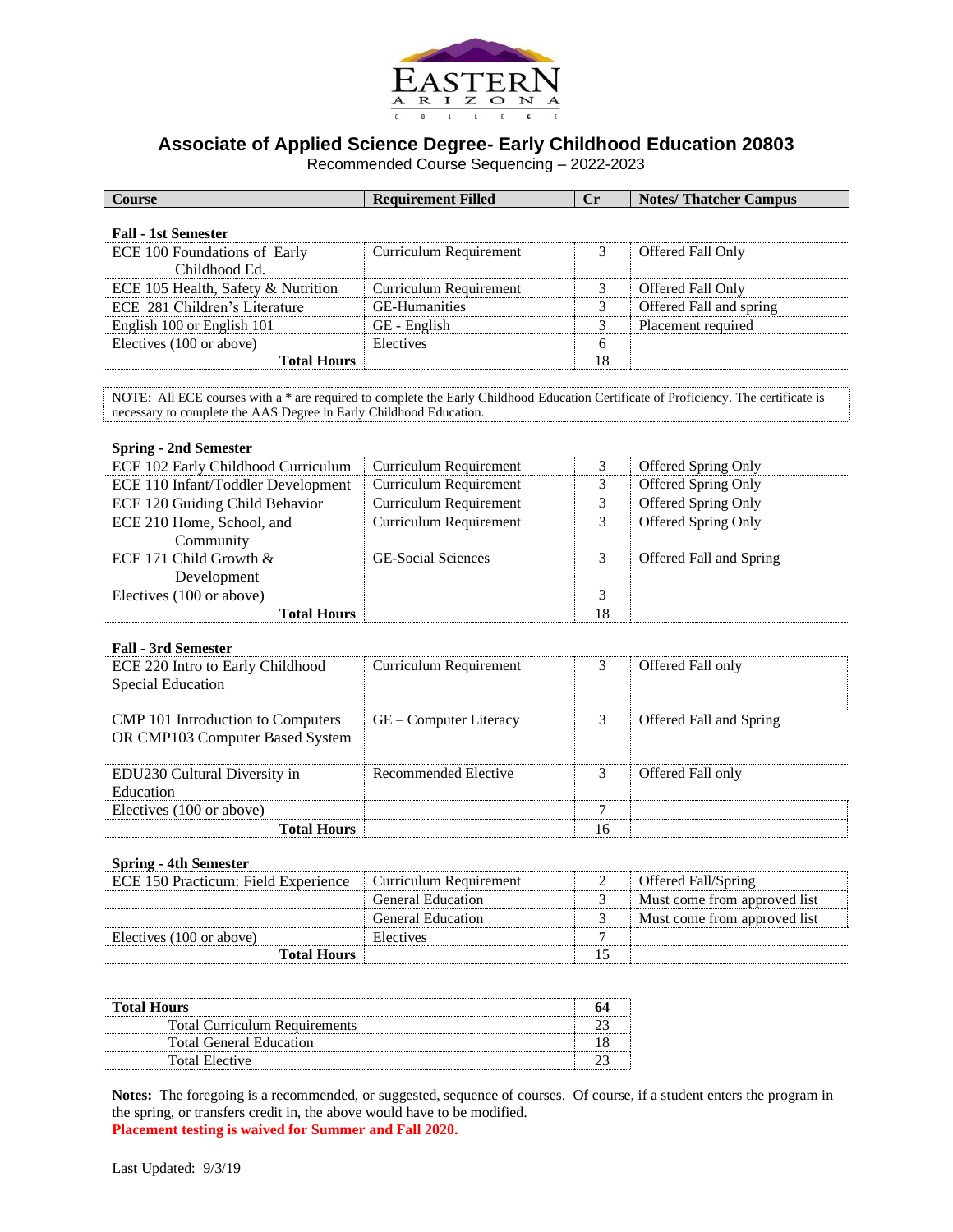EASTERN ARIZONA COLLEGE

# Associate of Applied Science Degree- Early Childhood Education 20803

Recommended Course Sequencing – 2022-2023

| Course | Requirement Filled | Cr | Notes/ Thatcher Campus |
|---|---|---|---|

### Fall - 1st Semester

| Course | Requirement Filled | Cr | Notes/ Thatcher Campus |
|---|---|---|---|
| ECE 100 Foundations of Early Childhood Ed. | Curriculum Requirement | 3 | Offered Fall Only |
| ECE 105 Health, Safety & Nutrition | Curriculum Requirement | 3 | Offered Fall Only |
| ECE 281 Children's Literature | GE-Humanities | 3 | Offered Fall and spring |
| English 100 or English 101 | GE - English | 3 | Placement required |
| Electives (100 or above) | Electives | 6 | |
| **Total Hours** | | 18 | |

NOTE: All ECE courses with a * are required to complete the Early Childhood Education Certificate of Proficiency. The certificate is necessary to complete the AAS Degree in Early Childhood Education.

### Spring - 2nd Semester

| Course | Requirement Filled | Cr | Notes/ Thatcher Campus |
|---|---|---|---|
| ECE 102 Early Childhood Curriculum | Curriculum Requirement | 3 | Offered Spring Only |
| ECE 110 Infant/Toddler Development | Curriculum Requirement | 3 | Offered Spring Only |
| ECE 120 Guiding Child Behavior | Curriculum Requirement | 3 | Offered Spring Only |
| ECE 210 Home, School, and Community | Curriculum Requirement | 3 | Offered Spring Only |
| ECE 171 Child Growth & Development | GE-Social Sciences | 3 | Offered Fall and Spring |
| Electives (100 or above) | | 3 | |
| **Total Hours** | | 18 | |

### Fall - 3rd Semester

| Course | Requirement Filled | Cr | Notes/ Thatcher Campus |
|---|---|---|---|
| ECE 220 Intro to Early Childhood Special Education | Curriculum Requirement | 3 | Offered Fall only |
| CMP 101 Introduction to Computers OR CMP103 Computer Based System | GE – Computer Literacy | 3 | Offered Fall and Spring |
| EDU230 Cultural Diversity in Education | Recommended Elective | 3 | Offered Fall only |
| Electives (100 or above) | | 7 | |
| **Total Hours** | | 16 | |

### Spring - 4th Semester

| Course | Requirement Filled | Cr | Notes/ Thatcher Campus |
|---|---|---|---|
| ECE 150 Practicum: Field Experience | Curriculum Requirement | 2 | Offered Fall/Spring |
| | General Education | 3 | Must come from approved list |
| | General Education | 3 | Must come from approved list |
| Electives (100 or above) | Electives | 7 | |
| **Total Hours** | | 15 | |

| **Total Hours** | **64** |
|---|---|
| Total Curriculum Requirements | 23 |
| Total General Education | 18 |
| Total Elective | 23 |

**Notes:** The foregoing is a recommended, or suggested, sequence of courses. Of course, if a student enters the program in the spring, or transfers credit in, the above would have to be modified.
**Placement testing is waived for Summer and Fall 2020.**

Last Updated: 9/3/19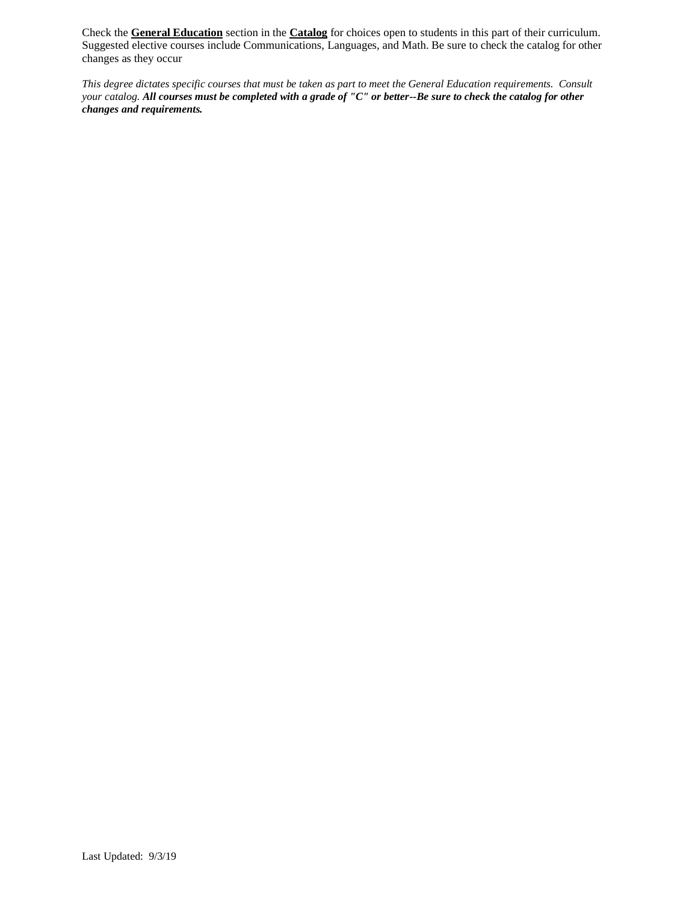Check the **General Education** section in the **Catalog** for choices open to students in this part of their curriculum. Suggested elective courses include Communications, Languages, and Math. Be sure to check the catalog for other changes as they occur

*This degree dictates specific courses that must be taken as part to meet the General Education requirements. Consult your catalog.* ***All courses must be completed with a grade of "C" or better--Be sure to check the catalog for other changes and requirements.***

Last Updated: 9/3/19